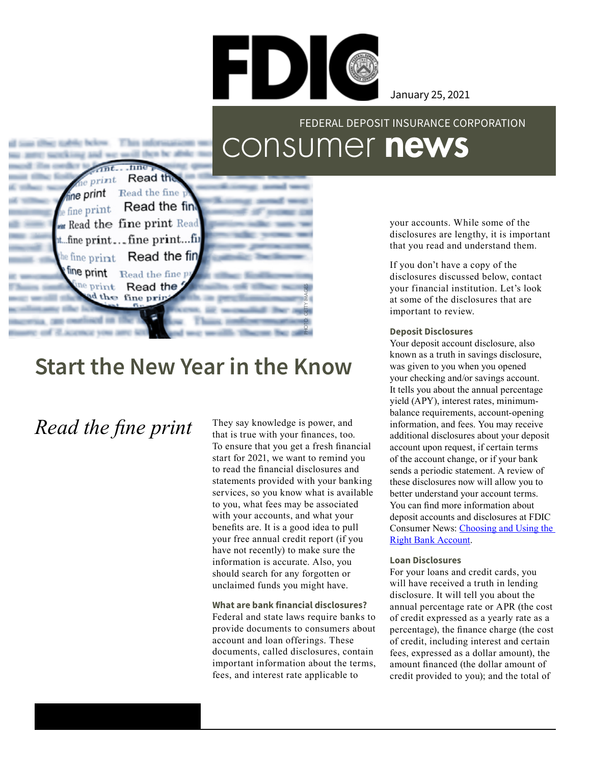FDIC

January 25, 2021

FEDERAL DEPOSIT INSURANCE CORPORATION

consumer **news**

PHOTO: GETTY IMAGES

# Start the New Year in the Know

## *Read the fine print*

They say knowledge is power, and that is true with your finances, too. To ensure that you get a fresh financial start for 2021, we want to remind you to read the financial disclosures and statements provided with your banking services, so you know what is available to you, what fees may be associated with your accounts, and what your benefits are. It is a good idea to pull your free annual credit report (if you have not recently) to make sure the information is accurate. Also, you should search for any forgotten or unclaimed funds you might have.

### What are bank financial disclosures?

Federal and state laws require banks to provide documents to consumers about account and loan offerings. These documents, called disclosures, contain important information about the terms, fees, and interest rate applicable to your accounts. While some of the disclosures are lengthy, it is important that you read and understand them.

If you don't have a copy of the disclosures discussed below, contact your financial institution. Let's look at some of the disclosures that are important to review.

### Deposit Disclosures

Your deposit account disclosure, also known as a truth in savings disclosure, was given to you when you opened your checking and/or savings account. It tells you about the annual percentage yield (APY), interest rates, minimum-balance requirements, account-opening information, and fees. You may receive additional disclosures about your deposit account upon request, if certain terms of the account change, or if your bank sends a periodic statement. A review of these disclosures now will allow you to better understand your account terms. You can find more information about deposit accounts and disclosures at FDIC Consumer News: [Choosing and Using the Right Bank Account]().

### Loan Disclosures

For your loans and credit cards, you will have received a truth in lending disclosure. It will tell you about the annual percentage rate or APR (the cost of credit expressed as a yearly rate as a percentage), the finance charge (the cost of credit, including interest and certain fees, expressed as a dollar amount), the amount financed (the dollar amount of credit provided to you); and the total of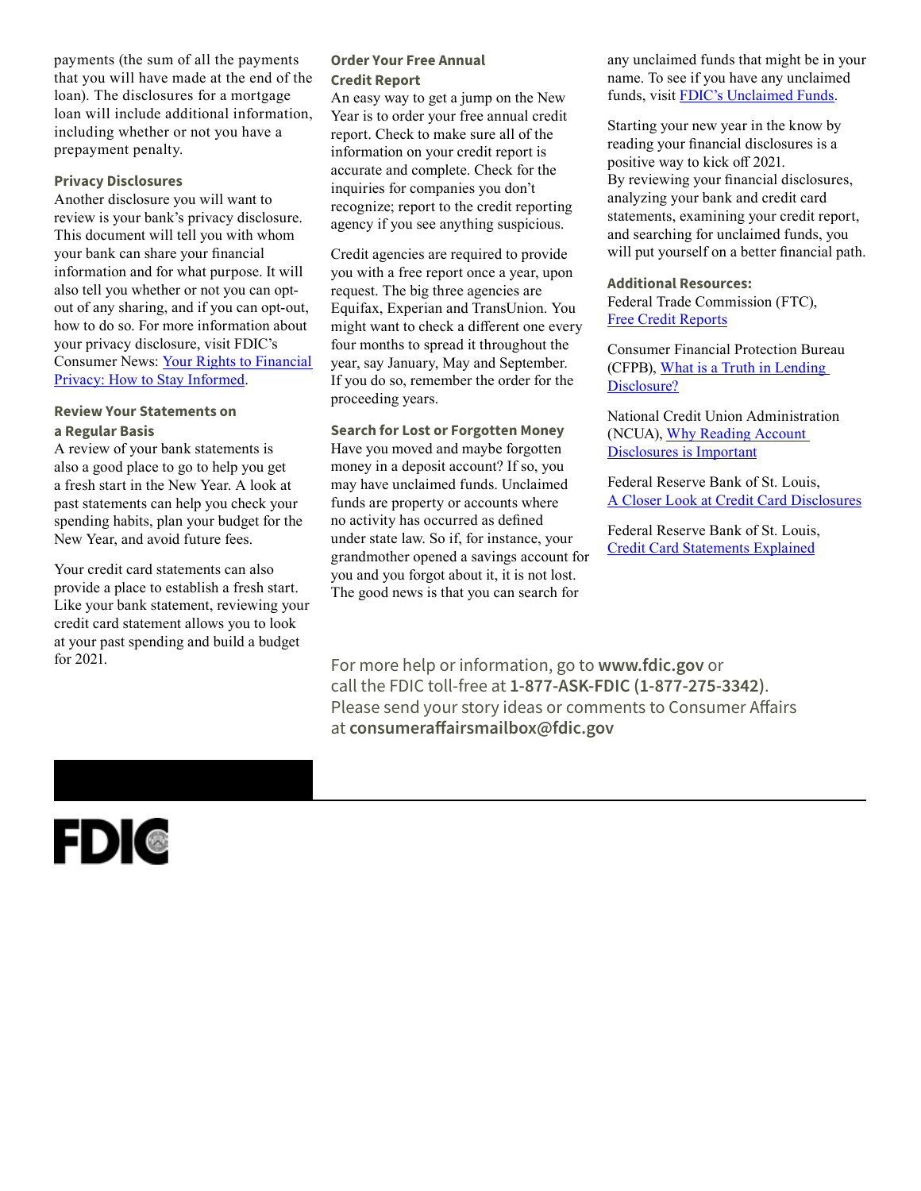payments (the sum of all the payments that you will have made at the end of the loan). The disclosures for a mortgage loan will include additional information, including whether or not you have a prepayment penalty.

### Privacy Disclosures

Another disclosure you will want to review is your bank's privacy disclosure. This document will tell you with whom your bank can share your financial information and for what purpose. It will also tell you whether or not you can opt-out of any sharing, and if you can opt-out, how to do so. For more information about your privacy disclosure, visit FDIC's Consumer News: Your Rights to Financial Privacy: How to Stay Informed.

### Review Your Statements on a Regular Basis

A review of your bank statements is also a good place to go to help you get a fresh start in the New Year. A look at past statements can help you check your spending habits, plan your budget for the New Year, and avoid future fees.

Your credit card statements can also provide a place to establish a fresh start. Like your bank statement, reviewing your credit card statement allows you to look at your past spending and build a budget for 2021.

### Order Your Free Annual Credit Report

An easy way to get a jump on the New Year is to order your free annual credit report. Check to make sure all of the information on your credit report is accurate and complete. Check for the inquiries for companies you don't recognize; report to the credit reporting agency if you see anything suspicious.

Credit agencies are required to provide you with a free report once a year, upon request. The big three agencies are Equifax, Experian and TransUnion. You might want to check a different one every four months to spread it throughout the year, say January, May and September. If you do so, remember the order for the proceeding years.

### Search for Lost or Forgotten Money

Have you moved and maybe forgotten money in a deposit account? If so, you may have unclaimed funds. Unclaimed funds are property or accounts where no activity has occurred as defined under state law. So if, for instance, your grandmother opened a savings account for you and you forgot about it, it is not lost. The good news is that you can search for any unclaimed funds that might be in your name. To see if you have any unclaimed funds, visit FDIC's Unclaimed Funds.

Starting your new year in the know by reading your financial disclosures is a positive way to kick off 2021.
By reviewing your financial disclosures, analyzing your bank and credit card statements, examining your credit report, and searching for unclaimed funds, you will put yourself on a better financial path.

### Additional Resources:

Federal Trade Commission (FTC), Free Credit Reports

Consumer Financial Protection Bureau (CFPB), What is a Truth in Lending Disclosure?

National Credit Union Administration (NCUA), Why Reading Account Disclosures is Important

Federal Reserve Bank of St. Louis, A Closer Look at Credit Card Disclosures

Federal Reserve Bank of St. Louis, Credit Card Statements Explained

For more help or information, go to **www.fdic.gov** or call the FDIC toll-free at **1-877-ASK-FDIC (1-877-275-3342)**. Please send your story ideas or comments to Consumer Affairs at **consumeraffairsmailbox@fdic.gov**

FDIC